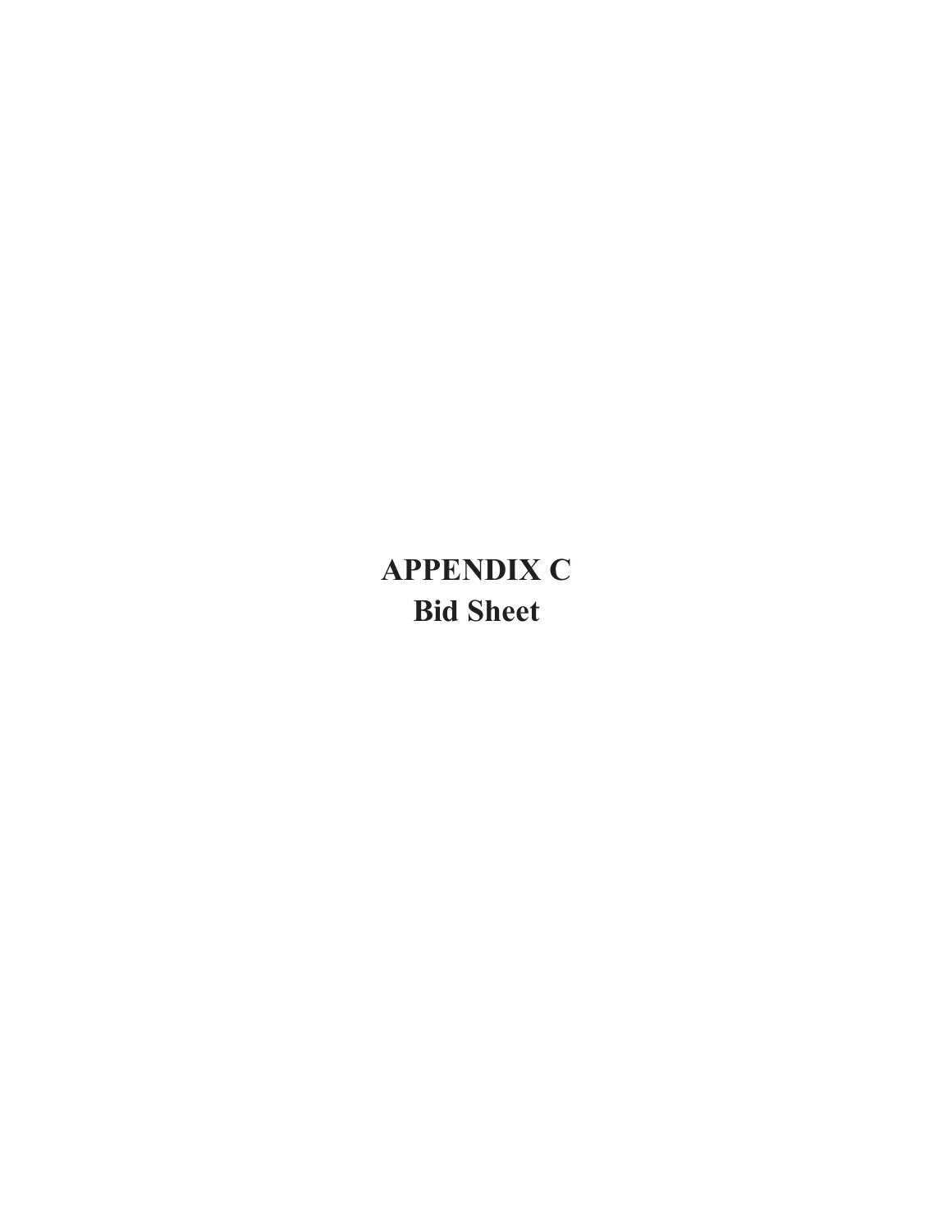# APPENDIX C
## Bid Sheet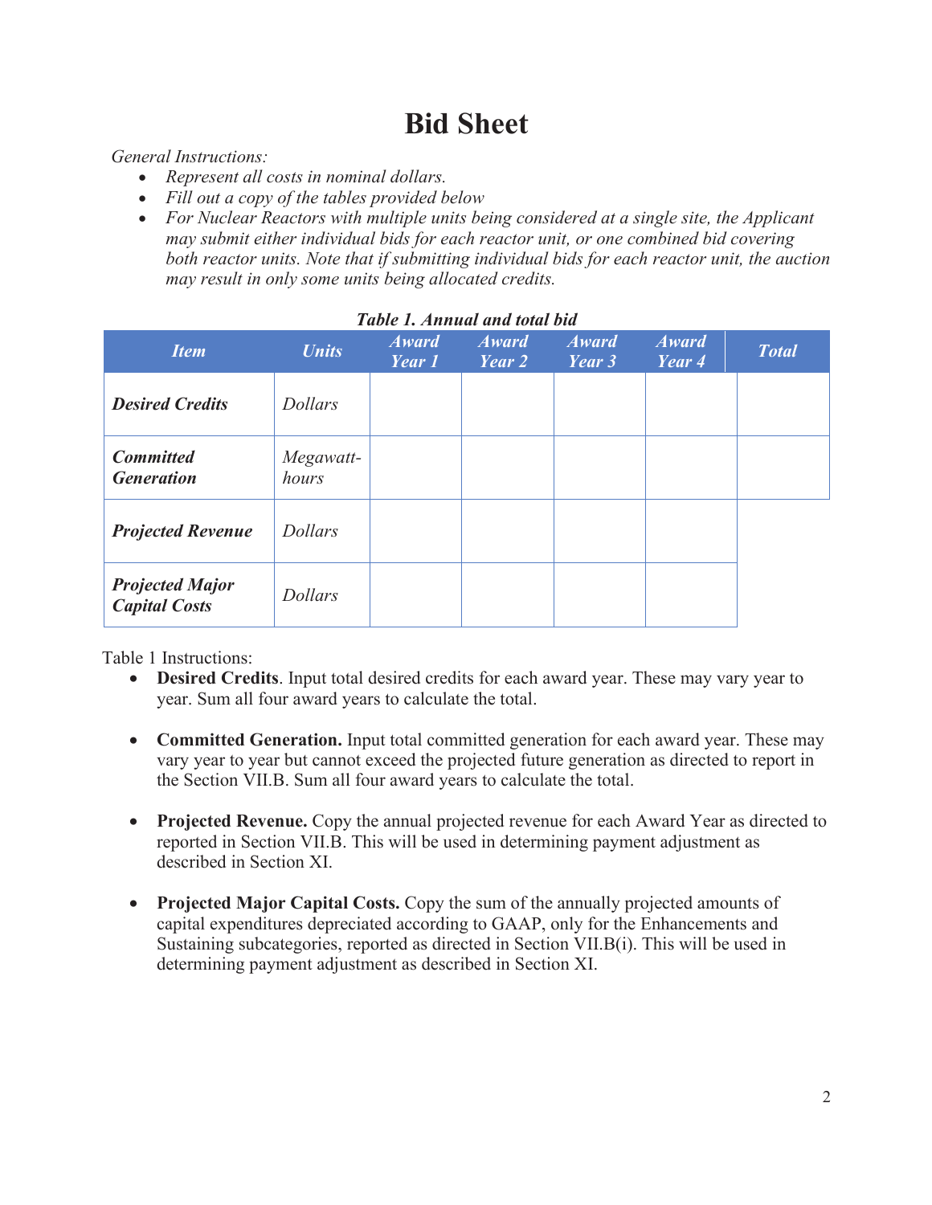# Bid Sheet

*General Instructions:*

- *Represent all costs in nominal dollars.*
- *Fill out a copy of the tables provided below*
- *For Nuclear Reactors with multiple units being considered at a single site, the Applicant may submit either individual bids for each reactor unit, or one combined bid covering both reactor units. Note that if submitting individual bids for each reactor unit, the auction may result in only some units being allocated credits.*

***Table 1. Annual and total bid***

| *Item* | *Units* | *Award Year 1* | *Award Year 2* | *Award Year 3* | *Award Year 4* | *Total* |
|---|---|---|---|---|---|---|
| ***Desired Credits*** | *Dollars* | | | | | |
| ***Committed Generation*** | *Megawatt-hours* | | | | | |
| ***Projected Revenue*** | *Dollars* | | | | | |
| ***Projected Major Capital Costs*** | *Dollars* | | | | | |

Table 1 Instructions:

- **Desired Credits**. Input total desired credits for each award year. These may vary year to year. Sum all four award years to calculate the total.
- **Committed Generation.** Input total committed generation for each award year. These may vary year to year but cannot exceed the projected future generation as directed to report in the Section VII.B. Sum all four award years to calculate the total.
- **Projected Revenue.** Copy the annual projected revenue for each Award Year as directed to reported in Section VII.B. This will be used in determining payment adjustment as described in Section XI.
- **Projected Major Capital Costs.** Copy the sum of the annually projected amounts of capital expenditures depreciated according to GAAP, only for the Enhancements and Sustaining subcategories, reported as directed in Section VII.B(i). This will be used in determining payment adjustment as described in Section XI.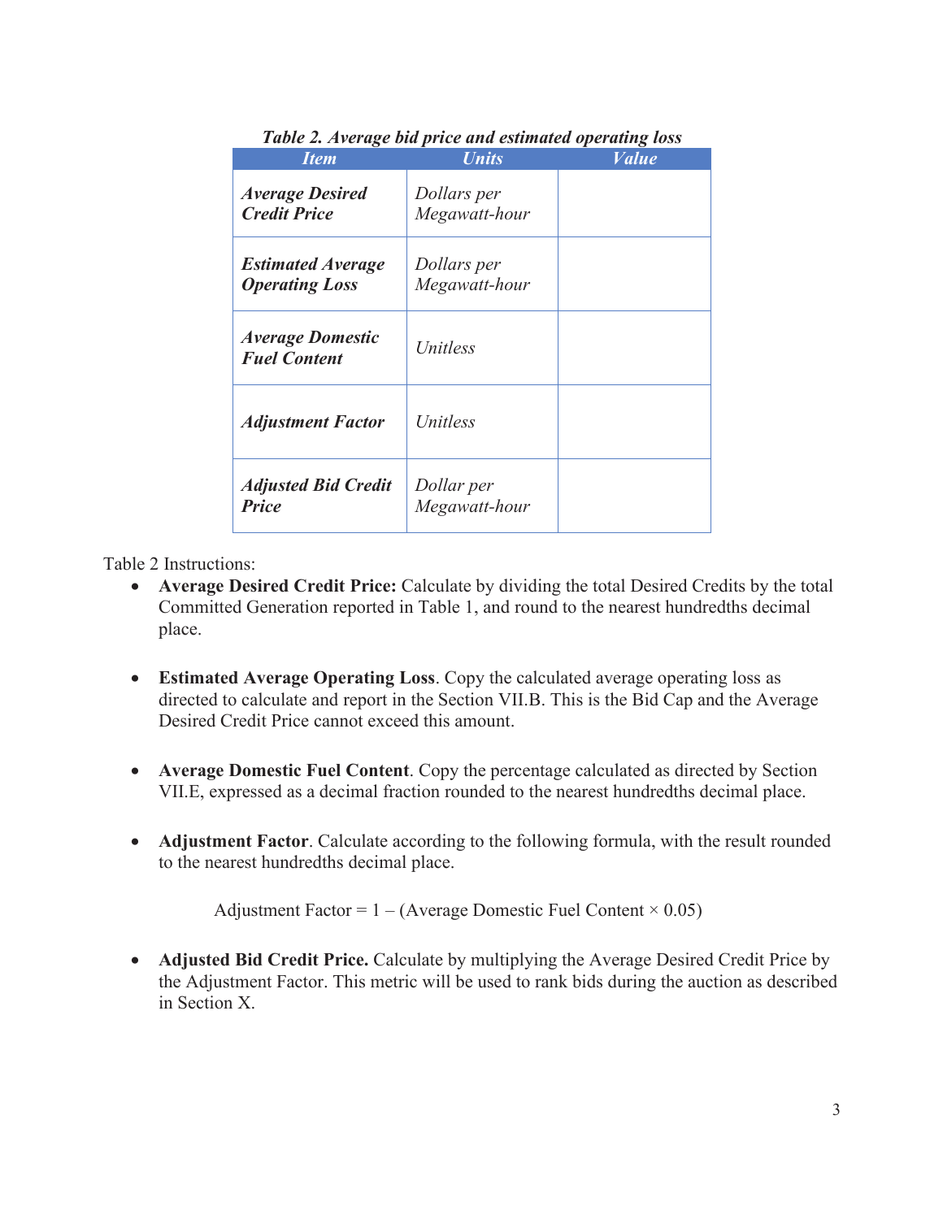*Table 2. Average bid price and estimated operating loss*

| *Item* | *Units* | *Value* |
|---|---|---|
| ***Average Desired Credit Price*** | *Dollars per Megawatt-hour* | |
| ***Estimated Average Operating Loss*** | *Dollars per Megawatt-hour* | |
| ***Average Domestic Fuel Content*** | *Unitless* | |
| ***Adjustment Factor*** | *Unitless* | |
| ***Adjusted Bid Credit Price*** | *Dollar per Megawatt-hour* | |

Table 2 Instructions:

- **Average Desired Credit Price:** Calculate by dividing the total Desired Credits by the total Committed Generation reported in Table 1, and round to the nearest hundredths decimal place.

- **Estimated Average Operating Loss**. Copy the calculated average operating loss as directed to calculate and report in the Section VII.B. This is the Bid Cap and the Average Desired Credit Price cannot exceed this amount.

- **Average Domestic Fuel Content**. Copy the percentage calculated as directed by Section VII.E, expressed as a decimal fraction rounded to the nearest hundredths decimal place.

- **Adjustment Factor**. Calculate according to the following formula, with the result rounded to the nearest hundredths decimal place.

  $$\text{Adjustment Factor} = 1 - (\text{Average Domestic Fuel Content} \times 0.05)$$

- **Adjusted Bid Credit Price.** Calculate by multiplying the Average Desired Credit Price by the Adjustment Factor. This metric will be used to rank bids during the auction as described in Section X.